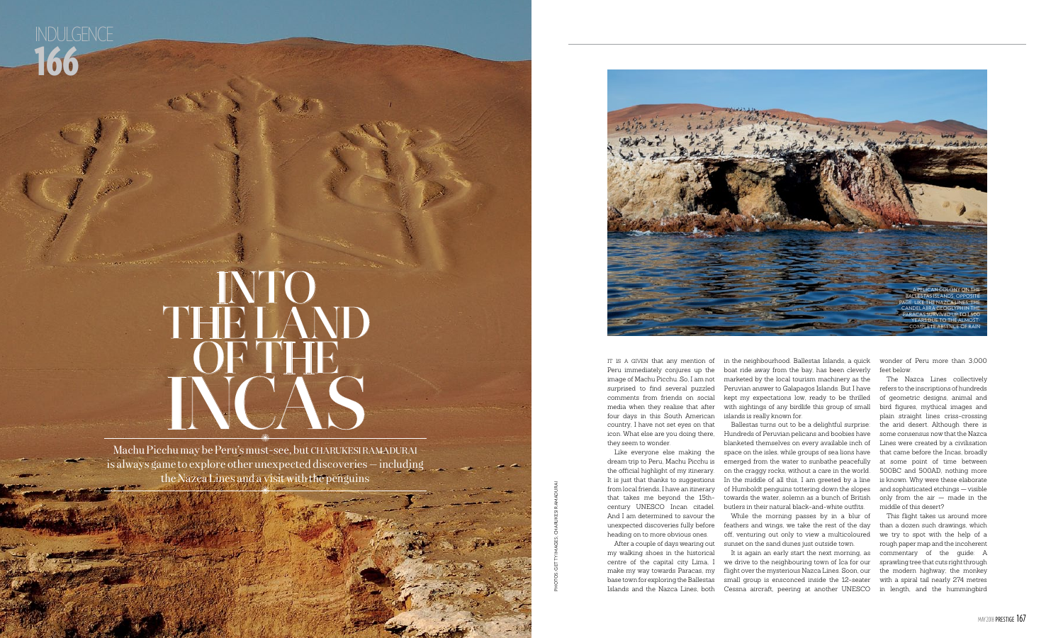# INTO THE LAND OF THE INCAS

Machu Picchu may be Peru's must-see, but CHARUKESI RAMADURAI is always game to explore other unexpected discoveries — including the Nazca Lines and a visit with the penguins

A PELICAN COLONY ON THE BALLESTAS ISLANDS. OPPOSITE PAGE: LIKE THE NAZCA LINES, THE CANDELABRA GEOGLYPH IN THE PARACAS SURVIVED UP TO 1,900 YEARS DUE TO THE ALMOST-COMPLETE ABSENCE OF RAIN

PHOTOS: GETTY IMAGES; CHARUKESI RAMADURAI

IT IS A GIVEN that any mention of Peru immediately conjures up the image of Machu Picchu. So, I am not surprised to find several puzzled comments from friends on social media when they realise that after four days in this South American country, I have not set eyes on that icon. What else are you doing there, they seem to wonder.

Like everyone else making the dream trip to Peru, Machu Picchu is the official highlight of my itinerary. It is just that thanks to suggestions from local friends, I have an itinerary that takes me beyond the 15th-century UNESCO Incan citadel. And I am determined to savour the unexpected discoveries fully before heading on to more obvious ones.

After a couple of days wearing out my walking shoes in the historical centre of the capital city Lima, I make my way towards Paracas, my base town for exploring the Ballestas Islands and the Nazca Lines, both in the neighbourhood. Ballestas Islands, a quick boat ride away from the bay, has been cleverly marketed by the local tourism machinery as the Peruvian answer to Galapagos Islands. But I have kept my expectations low, ready to be thrilled with sightings of any birdlife this group of small islands is really known for.

Ballestas turns out to be a delightful surprise: Hundreds of Peruvian pelicans and boobies have blanketed themselves on every available inch of space on the isles, while groups of sea lions have emerged from the water to sunbathe peacefully on the craggy rocks, without a care in the world. In the middle of all this, I am greeted by a line of Humboldt penguins tottering down the slopes towards the water, solemn as a bunch of British butlers in their natural black-and-white outfits.

While the morning passes by in a blur of feathers and wings, we take the rest of the day off, venturing out only to view a multicoloured sunset on the sand dunes just outside town.

It is again an early start the next morning, as we drive to the neighbouring town of Ica for our flight over the mysterious Nazca Lines. Soon, our small group is ensconced inside the 12-seater Cessna aircraft, peering at another UNESCO wonder of Peru more than 3,000 feet below.

The Nazca Lines collectively refers to the inscriptions of hundreds of geometric designs, animal and bird figures, mythical images and plain straight lines criss-crossing the arid desert. Although there is some consensus now that the Nazca Lines were created by a civilisation that came before the Incas, broadly at some point of time between 500BC and 500AD, nothing more is known. Why were these elaborate and sophisticated etchings — visible only from the air — made in the middle of this desert?

This flight takes us around more than a dozen such drawings, which we try to spot with the help of a rough paper map and the incoherent commentary of the guide: A sprawling tree that cuts right through the modern highway; the monkey with a spiral tail nearly 274 metres in length, and the hummingbird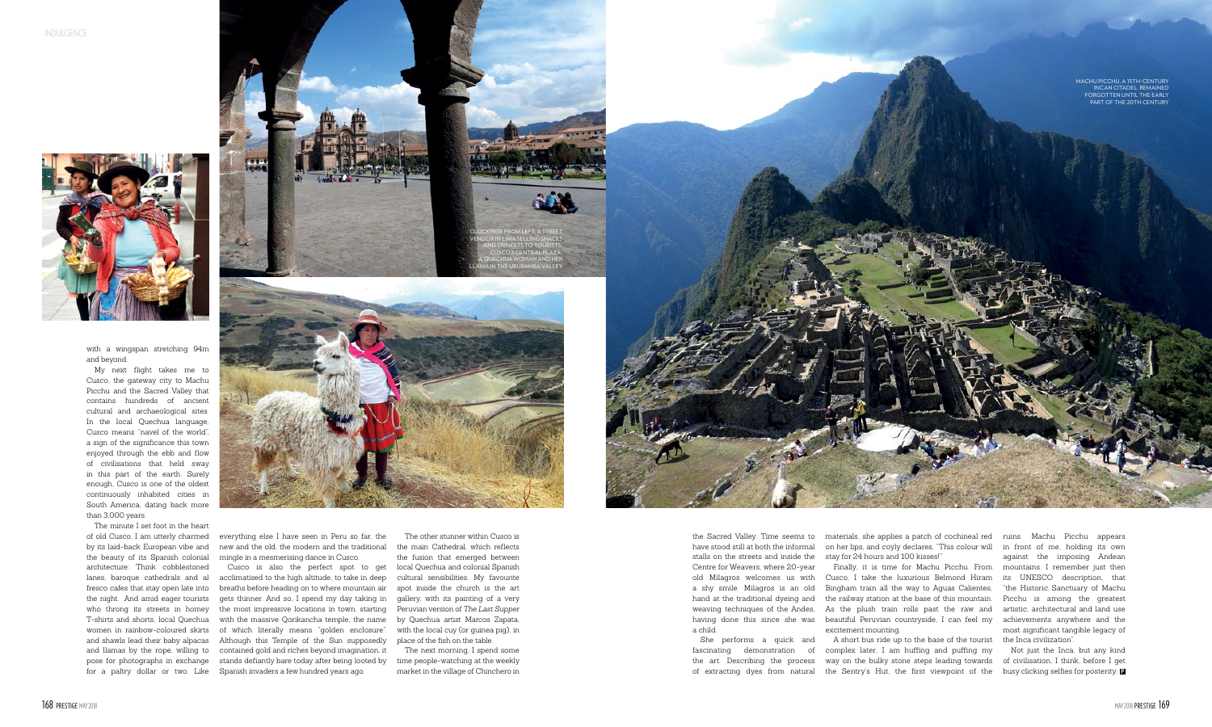with a wingspan stretching 94m and beyond.

My next flight takes me to Cusco, the gateway city to Machu Picchu and the Sacred Valley that contains hundreds of ancient cultural and archaeological sites. In the local Quechua language, Cusco means "navel of the world", a sign of the significance this town enjoyed through the ebb and flow of civilisations that held sway in this part of the earth. Surely enough, Cusco is one of the oldest continuously inhabited cities in South America, dating back more than 3,000 years.

The minute I set foot in the heart of old Cusco, I am utterly charmed by its laid-back European vibe and the beauty of its Spanish colonial architecture. Think cobblestoned lanes, baroque cathedrals and al fresco cafes that stay open late into the night. And amid eager tourists who throng its streets in homey T-shirts and shorts, local Quechua women in rainbow-coloured skirts and shawls lead their baby alpacas and llamas by the rope, willing to pose for photographs in exchange for a paltry dollar or two. Like everything else I have seen in Peru so far, the new and the old, the modern and the traditional mingle in a mesmerising dance in Cusco.

Cusco is also the perfect spot to get acclimatised to the high altitude, to take in deep breaths before heading on to where mountain air gets thinner. And so, I spend my day taking in the most impressive locations in town, starting with the massive Qorikancha temple, the name of which literally means "golden enclosure". Although this Temple of the Sun supposedly contained gold and riches beyond imagination, it stands defiantly bare today after being looted by Spanish invaders a few hundred years ago.

The other stunner within Cusco is the main Cathedral, which reflects the fusion that emerged between local Quechua and colonial Spanish cultural sensibilities. My favourite spot inside the church is the art gallery, with its painting of a very Peruvian version of *The Last Supper* by Quechua artist Marcos Zapata, with the local cuy (or guinea pig), in place of the fish on the table.

The next morning, I spend some time people-watching at the weekly market in the village of Chinchero in the Sacred Valley. Time seems to have stood still at both the informal stalls on the streets and inside the Centre for Weavers, where 20-year old Milagros welcomes us with a shy smile. Milagros is an old hand at the traditional dyeing and weaving techniques of the Andes, having done this since she was a child.

She performs a quick and fascinating demonstration of the art. Describing the process of extracting dyes from natural materials, she applies a patch of cochineal red on her lips, and coyly declares, "This colour will stay for 24 hours and 100 kisses!"

Finally, it is time for Machu Picchu. From Cusco, I take the luxurious Belmond Hiram Bingham train all the way to Aguas Calientes, the railway station at the base of this mountain. As the plush train rolls past the raw and beautiful Peruvian countryside, I can feel my excitement mounting.

A short bus ride up to the base of the tourist complex later, I am huffing and puffing my way on the bulky stone steps leading towards the Sentry's Hut, the first viewpoint of the ruins. Machu Picchu appears in front of me, holding its own against the imposing Andean mountains. I remember just then its UNESCO description, that "the Historic Sanctuary of Machu Picchu is among the greatest artistic, architectural and land use achievements anywhere and the most significant tangible legacy of the Inca civilization".

Not just the Inca, but any kind of civilisation, I think, before I get busy clicking selfies for posterity.

CLOCKWISE FROM LEFT: A STREET VENDOR IN LIMA SELLING SNACKS AND TRINKETS TO TOURISTS; CUSCO'S CENTRAL PLAZA; A QUECHUA WOMAN AND HER LLAMA IN THE URUBAMBA VALLEY

MACHU PICCHU, A 15TH-CENTURY INCAN CITADEL, REMAINED FORGOTTEN UNTIL THE EARLY PART OF THE 20TH CENTURY